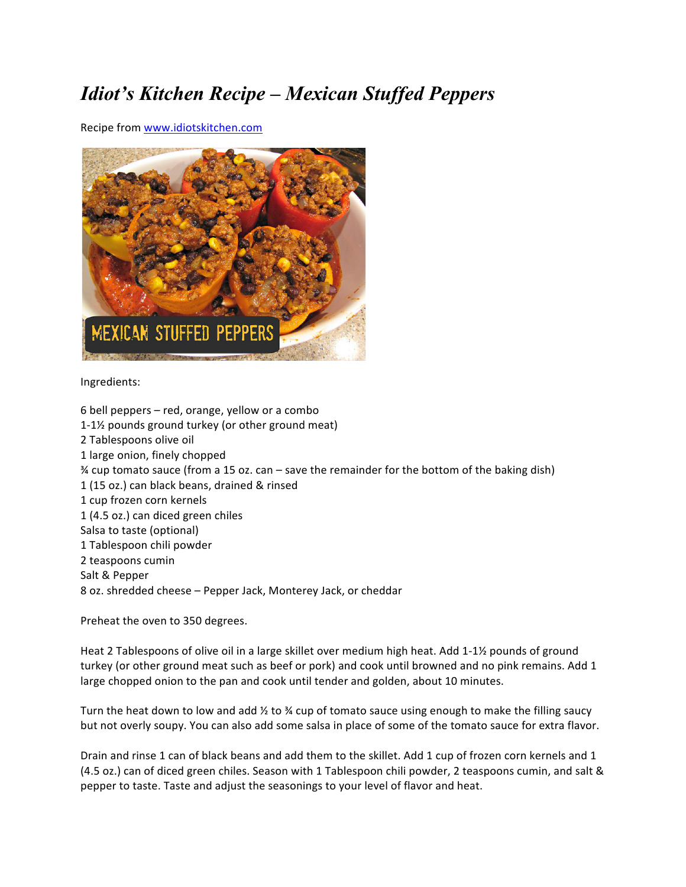# *Idiot's Kitchen Recipe – Mexican Stuffed Peppers*

Recipe from [www.idiotskitchen.com](http://www.idiotskitchen.com)

Ingredients:

6 bell peppers – red, orange, yellow or a combo
1-1½ pounds ground turkey (or other ground meat)
2 Tablespoons olive oil
1 large onion, finely chopped
¾ cup tomato sauce (from a 15 oz. can – save the remainder for the bottom of the baking dish)
1 (15 oz.) can black beans, drained & rinsed
1 cup frozen corn kernels
1 (4.5 oz.) can diced green chiles
Salsa to taste (optional)
1 Tablespoon chili powder
2 teaspoons cumin
Salt & Pepper
8 oz. shredded cheese – Pepper Jack, Monterey Jack, or cheddar

Preheat the oven to 350 degrees.

Heat 2 Tablespoons of olive oil in a large skillet over medium high heat. Add 1-1½ pounds of ground turkey (or other ground meat such as beef or pork) and cook until browned and no pink remains. Add 1 large chopped onion to the pan and cook until tender and golden, about 10 minutes.

Turn the heat down to low and add ½ to ¾ cup of tomato sauce using enough to make the filling saucy but not overly soupy. You can also add some salsa in place of some of the tomato sauce for extra flavor.

Drain and rinse 1 can of black beans and add them to the skillet. Add 1 cup of frozen corn kernels and 1 (4.5 oz.) can of diced green chiles. Season with 1 Tablespoon chili powder, 2 teaspoons cumin, and salt & pepper to taste. Taste and adjust the seasonings to your level of flavor and heat.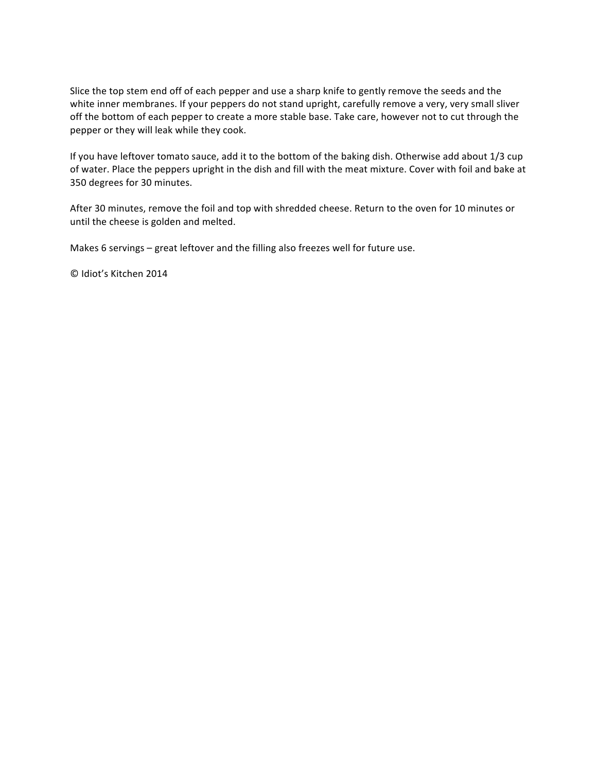Slice the top stem end off of each pepper and use a sharp knife to gently remove the seeds and the white inner membranes. If your peppers do not stand upright, carefully remove a very, very small sliver off the bottom of each pepper to create a more stable base. Take care, however not to cut through the pepper or they will leak while they cook.

If you have leftover tomato sauce, add it to the bottom of the baking dish. Otherwise add about 1/3 cup of water. Place the peppers upright in the dish and fill with the meat mixture. Cover with foil and bake at 350 degrees for 30 minutes.

After 30 minutes, remove the foil and top with shredded cheese. Return to the oven for 10 minutes or until the cheese is golden and melted.

Makes 6 servings – great leftover and the filling also freezes well for future use.

© Idiot's Kitchen 2014